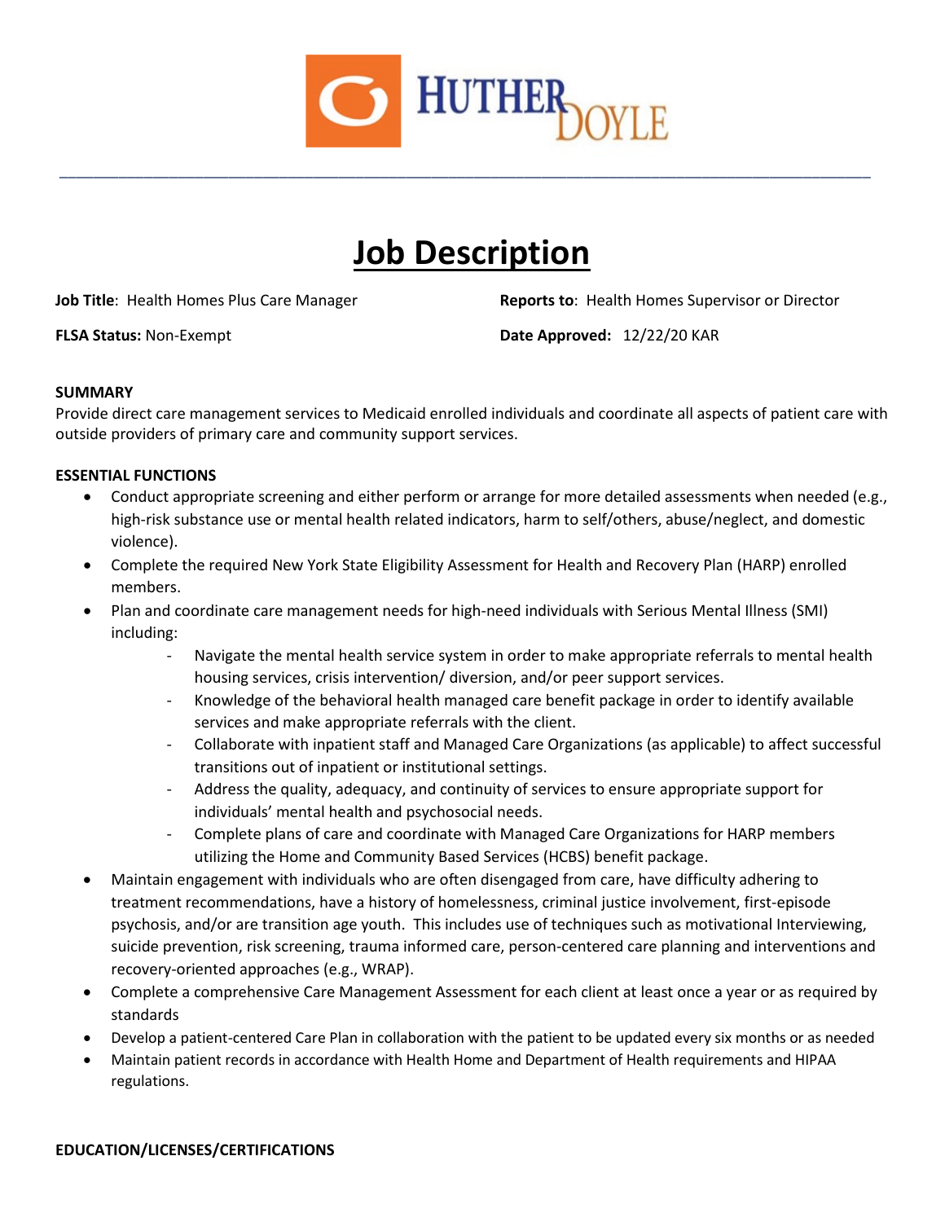# Job Description

**Job Title**: Health Homes Plus Care Manager

**Reports to**: Health Homes Supervisor or Director

**FLSA Status:** Non-Exempt

**Date Approved:** 12/22/20 KAR

## SUMMARY

Provide direct care management services to Medicaid enrolled individuals and coordinate all aspects of patient care with outside providers of primary care and community support services.

## ESSENTIAL FUNCTIONS

- Conduct appropriate screening and either perform or arrange for more detailed assessments when needed (e.g., high-risk substance use or mental health related indicators, harm to self/others, abuse/neglect, and domestic violence).
- Complete the required New York State Eligibility Assessment for Health and Recovery Plan (HARP) enrolled members.
- Plan and coordinate care management needs for high-need individuals with Serious Mental Illness (SMI) including:
  - Navigate the mental health service system in order to make appropriate referrals to mental health housing services, crisis intervention/ diversion, and/or peer support services.
  - Knowledge of the behavioral health managed care benefit package in order to identify available services and make appropriate referrals with the client.
  - Collaborate with inpatient staff and Managed Care Organizations (as applicable) to affect successful transitions out of inpatient or institutional settings.
  - Address the quality, adequacy, and continuity of services to ensure appropriate support for individuals' mental health and psychosocial needs.
  - Complete plans of care and coordinate with Managed Care Organizations for HARP members utilizing the Home and Community Based Services (HCBS) benefit package.
- Maintain engagement with individuals who are often disengaged from care, have difficulty adhering to treatment recommendations, have a history of homelessness, criminal justice involvement, first-episode psychosis, and/or are transition age youth. This includes use of techniques such as motivational Interviewing, suicide prevention, risk screening, trauma informed care, person-centered care planning and interventions and recovery-oriented approaches (e.g., WRAP).
- Complete a comprehensive Care Management Assessment for each client at least once a year or as required by standards
- Develop a patient-centered Care Plan in collaboration with the patient to be updated every six months or as needed
- Maintain patient records in accordance with Health Home and Department of Health requirements and HIPAA regulations.

## EDUCATION/LICENSES/CERTIFICATIONS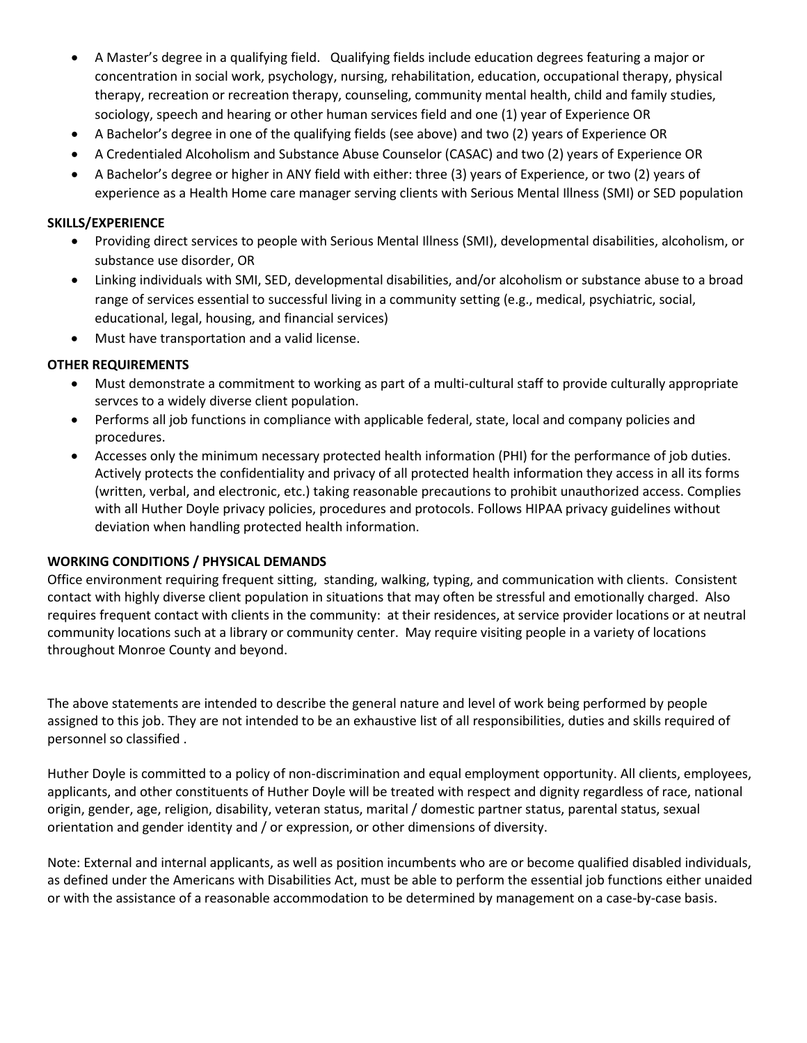- A Master's degree in a qualifying field. Qualifying fields include education degrees featuring a major or concentration in social work, psychology, nursing, rehabilitation, education, occupational therapy, physical therapy, recreation or recreation therapy, counseling, community mental health, child and family studies, sociology, speech and hearing or other human services field and one (1) year of Experience OR
- A Bachelor's degree in one of the qualifying fields (see above) and two (2) years of Experience OR
- A Credentialed Alcoholism and Substance Abuse Counselor (CASAC) and two (2) years of Experience OR
- A Bachelor's degree or higher in ANY field with either: three (3) years of Experience, or two (2) years of experience as a Health Home care manager serving clients with Serious Mental Illness (SMI) or SED population

**SKILLS/EXPERIENCE**

- Providing direct services to people with Serious Mental Illness (SMI), developmental disabilities, alcoholism, or substance use disorder, OR
- Linking individuals with SMI, SED, developmental disabilities, and/or alcoholism or substance abuse to a broad range of services essential to successful living in a community setting (e.g., medical, psychiatric, social, educational, legal, housing, and financial services)
- Must have transportation and a valid license.

**OTHER REQUIREMENTS**

- Must demonstrate a commitment to working as part of a multi-cultural staff to provide culturally appropriate servces to a widely diverse client population.
- Performs all job functions in compliance with applicable federal, state, local and company policies and procedures.
- Accesses only the minimum necessary protected health information (PHI) for the performance of job duties. Actively protects the confidentiality and privacy of all protected health information they access in all its forms (written, verbal, and electronic, etc.) taking reasonable precautions to prohibit unauthorized access. Complies with all Huther Doyle privacy policies, procedures and protocols. Follows HIPAA privacy guidelines without deviation when handling protected health information.

**WORKING CONDITIONS / PHYSICAL DEMANDS**

Office environment requiring frequent sitting, standing, walking, typing, and communication with clients. Consistent contact with highly diverse client population in situations that may often be stressful and emotionally charged. Also requires frequent contact with clients in the community: at their residences, at service provider locations or at neutral community locations such at a library or community center. May require visiting people in a variety of locations throughout Monroe County and beyond.

The above statements are intended to describe the general nature and level of work being performed by people assigned to this job. They are not intended to be an exhaustive list of all responsibilities, duties and skills required of personnel so classified .

Huther Doyle is committed to a policy of non-discrimination and equal employment opportunity. All clients, employees, applicants, and other constituents of Huther Doyle will be treated with respect and dignity regardless of race, national origin, gender, age, religion, disability, veteran status, marital / domestic partner status, parental status, sexual orientation and gender identity and / or expression, or other dimensions of diversity.

Note: External and internal applicants, as well as position incumbents who are or become qualified disabled individuals, as defined under the Americans with Disabilities Act, must be able to perform the essential job functions either unaided or with the assistance of a reasonable accommodation to be determined by management on a case-by-case basis.